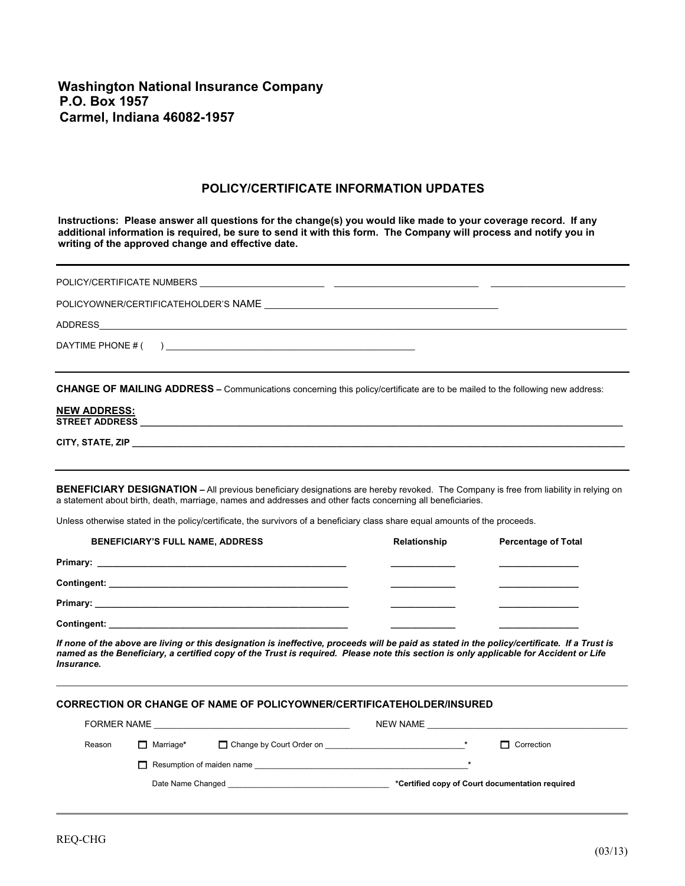# Washington National Insurance Company
# P.O. Box 1957
# Carmel, Indiana 46082-1957

## POLICY/CERTIFICATE INFORMATION UPDATES

**Instructions: Please answer all questions for the change(s) you would like made to your coverage record. If any additional information is required, be sure to send it with this form. The Company will process and notify you in writing of the approved change and effective date.**

---

POLICY/CERTIFICATE NUMBERS ________________________ ____________________________ __________________________

POLICYOWNER/CERTIFICATEHOLDER'S NAME ______________________________________________

ADDRESS__________________________________________________________________________________________________

DAYTIME PHONE # (      ) _________________________________________________

---

**CHANGE OF MAILING ADDRESS –** Communications concerning this policy/certificate are to be mailed to the following new address:

**NEW ADDRESS:**

**STREET ADDRESS** __________________________________________________________________________________________

**CITY, STATE, ZIP** _________________________________________________________________________________________

---

**BENEFICIARY DESIGNATION –** All previous beneficiary designations are hereby revoked. The Company is free from liability in relying on a statement about birth, death, marriage, names and addresses and other facts concerning all beneficiaries.

Unless otherwise stated in the policy/certificate, the survivors of a beneficiary class share equal amounts of the proceeds.

| BENEFICIARY'S FULL NAME, ADDRESS | Relationship | Percentage of Total |
|---|---|---|
| **Primary:** __________________________________________________ | ____________ | _______________ |
| **Contingent:** ________________________________________________ | ____________ | _______________ |
| **Primary:** __________________________________________________ | ____________ | _______________ |
| **Contingent:** ________________________________________________ | ____________ | _______________ |

***If none of the above are living or this designation is ineffective, proceeds will be paid as stated in the policy/certificate. If a Trust is named as the Beneficiary, a certified copy of the Trust is required. Please note this section is only applicable for Accident or Life Insurance.***

---

**CORRECTION OR CHANGE OF NAME OF POLICYOWNER/CERTIFICATEHOLDER/INSURED**

FORMER NAME ________________________________________ NEW NAME __________________________________________

Reason ☐ Marriage* ☐ Change by Court Order on ______________________________* ☐ Correction

☐ Resumption of maiden name ______________________________________________*

Date Name Changed ___________________________________ **\*Certified copy of Court documentation required**

---

REQ-CHG

(03/13)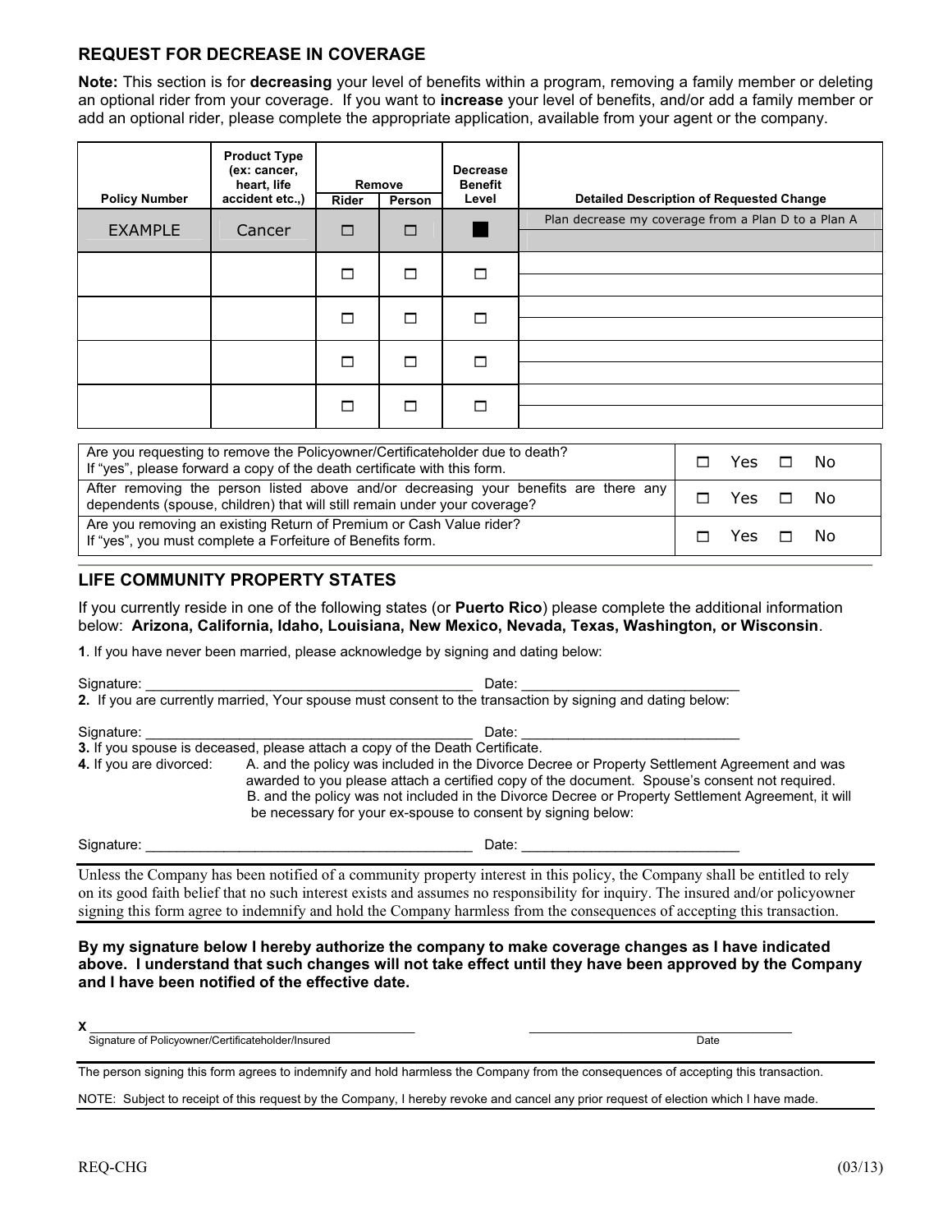## REQUEST FOR DECREASE IN COVERAGE

**Note:** This section is for **decreasing** your level of benefits within a program, removing a family member or deleting an optional rider from your coverage. If you want to **increase** your level of benefits, and/or add a family member or add an optional rider, please complete the appropriate application, available from your agent or the company.

| Policy Number | Product Type (ex: cancer, heart, life accident etc.,) | Remove | | Decrease Benefit Level | Detailed Description of Requested Change |
|---|---|---|---|---|---|
| | | Rider | Person | | |
| EXAMPLE | Cancer | ☐ | ☐ | ■ | Plan decrease my coverage from a Plan D to a Plan A |
| | | ☐ | ☐ | ☐ | |
| | | ☐ | ☐ | ☐ | |
| | | ☐ | ☐ | ☐ | |
| | | ☐ | ☐ | ☐ | |

| | |
|---|---|
| Are you requesting to remove the Policyowner/Certificateholder due to death? If "yes", please forward a copy of the death certificate with this form. | ☐ Yes ☐ No |
| After removing the person listed above and/or decreasing your benefits are there any dependents (spouse, children) that will still remain under your coverage? | ☐ Yes ☐ No |
| Are you removing an existing Return of Premium or Cash Value rider? If "yes", you must complete a Forfeiture of Benefits form. | ☐ Yes ☐ No |

## LIFE COMMUNITY PROPERTY STATES

If you currently reside in one of the following states (or **Puerto Rico**) please complete the additional information below: **Arizona, California, Idaho, Louisiana, New Mexico, Nevada, Texas, Washington, or Wisconsin**.

**1**. If you have never been married, please acknowledge by signing and dating below:

Signature: ______________________________ Date: ______________________

**2.** If you are currently married, Your spouse must consent to the transaction by signing and dating below:

Signature: ______________________________ Date: ______________________

**3.** If you spouse is deceased, please attach a copy of the Death Certificate.

**4.** If you are divorced: A. and the policy was included in the Divorce Decree or Property Settlement Agreement and was awarded to you please attach a certified copy of the document. Spouse's consent not required.
B. and the policy was not included in the Divorce Decree or Property Settlement Agreement, it will be necessary for your ex-spouse to consent by signing below:

Signature: ______________________________ Date: ______________________

Unless the Company has been notified of a community property interest in this policy, the Company shall be entitled to rely on its good faith belief that no such interest exists and assumes no responsibility for inquiry. The insured and/or policyowner signing this form agree to indemnify and hold the Company harmless from the consequences of accepting this transaction.

**By my signature below I hereby authorize the company to make coverage changes as I have indicated above. I understand that such changes will not take effect until they have been approved by the Company and I have been notified of the effective date.**

**X** ______________________________ ______________________________
Signature of Policyowner/Certificateholder/Insured Date

The person signing this form agrees to indemnify and hold harmless the Company from the consequences of accepting this transaction.

NOTE: Subject to receipt of this request by the Company, I hereby revoke and cancel any prior request of election which I have made.

REQ-CHG (03/13)